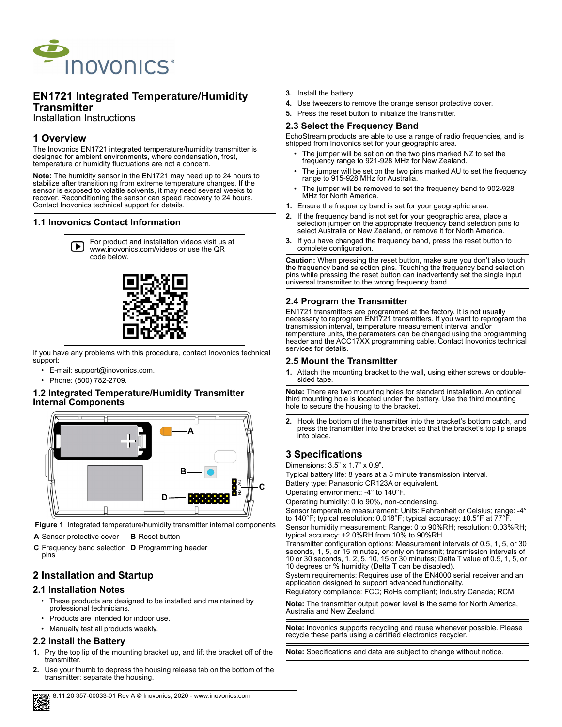# EN1721 Integrated Temperature/Humidity Transmitter

Installation Instructions

## 1 Overview

The Inovonics EN1721 integrated temperature/humidity transmitter is designed for ambient environments, where condensation, frost, temperature or humidity fluctuations are not a concern.

**Note:** The humidity sensor in the EN1721 may need up to 24 hours to stabilize after transitioning from extreme temperature changes. If the sensor is exposed to volatile solvents, it may need several weeks to recover. Reconditioning the sensor can speed recovery to 24 hours. Contact Inovonics technical support for details.

### 1.1 Inovonics Contact Information

For product and installation videos visit us at www.inovonics.com/videos or use the QR code below.

If you have any problems with this procedure, contact Inovonics technical support:

- E-mail: support@inovonics.com.
- Phone: (800) 782-2709.

### 1.2 Integrated Temperature/Humidity Transmitter Internal Components

**Figure 1** Integrated temperature/humidity transmitter internal components

**A** Sensor protective cover  **B** Reset button
**C** Frequency band selection pins  **D** Programming header

## 2 Installation and Startup

### 2.1 Installation Notes

- These products are designed to be installed and maintained by professional technicians.
- Products are intended for indoor use.
- Manually test all products weekly.

### 2.2 Install the Battery

1. Pry the top lip of the mounting bracket up, and lift the bracket off of the transmitter.
2. Use your thumb to depress the housing release tab on the bottom of the transmitter; separate the housing.
3. Install the battery.
4. Use tweezers to remove the orange sensor protective cover.
5. Press the reset button to initialize the transmitter.

### 2.3 Select the Frequency Band

EchoStream products are able to use a range of radio frequencies, and is shipped from Inovonics set for your geographic area.

- The jumper will be set on on the two pins marked NZ to set the frequency range to 921-928 MHz for New Zealand.
- The jumper will be set on the two pins marked AU to set the frequency range to 915-928 MHz for Australia.
- The jumper will be removed to set the frequency band to 902-928 MHz for North America.

1. Ensure the frequency band is set for your geographic area.
2. If the frequency band is not set for your geographic area, place a selection jumper on the appropriate frequency band selection pins to select Australia or New Zealand, or remove it for North America.
3. If you have changed the frequency band, press the reset button to complete configuration.

**Caution:** When pressing the reset button, make sure you don't also touch the frequency band selection pins. Touching the frequency band selection pins while pressing the reset button can inadvertently set the single input universal transmitter to the wrong frequency band.

### 2.4 Program the Transmitter

EN1721 transmitters are programmed at the factory. It is not usually necessary to reprogram EN1721 transmitters. If you want to reprogram the transmission interval, temperature measurement interval and/or temperature units, the parameters can be changed using the programming header and the ACC17XX programming cable. Contact Inovonics technical services for details.

### 2.5 Mount the Transmitter

1. Attach the mounting bracket to the wall, using either screws or double-sided tape.

**Note:** There are two mounting holes for standard installation. An optional third mounting hole is located under the battery. Use the third mounting hole to secure the housing to the bracket.

2. Hook the bottom of the transmitter into the bracket's bottom catch, and press the transmitter into the bracket so that the bracket's top lip snaps into place.

## 3 Specifications

Dimensions: 3.5" x 1.7" x 0.9".

Typical battery life: 8 years at a 5 minute transmission interval.

Battery type: Panasonic CR123A or equivalent.

Operating environment: -4° to 140°F.

Operating humidity: 0 to 90%, non-condensing.

Sensor temperature measurement: Units: Fahrenheit or Celsius; range: -4° to 140°F; typical resolution: 0.018°F; typical accuracy: ±0.5°F at 77°F.

Sensor humidity measurement: Range: 0 to 90%RH; resolution: 0.03%RH; typical accuracy: ±2.0%RH from 10% to 90%RH.

Transmitter configuration options: Measurement intervals of 0.5, 1, 5, or 30 seconds, 1, 5, or 15 minutes, or only on transmit; transmission intervals of 10 or 30 seconds, 1, 2, 5, 10, 15 or 30 minutes; Delta T value of 0.5, 1, 5, or 10 degrees or % humidity (Delta T can be disabled).

System requirements: Requires use of the EN4000 serial receiver and an application designed to support advanced functionality.

Regulatory compliance: FCC; RoHs compliant; Industry Canada; RCM.

**Note:** The transmitter output power level is the same for North America, Australia and New Zealand.

**Note:** Inovonics supports recycling and reuse whenever possible. Please recycle these parts using a certified electronics recycler.

**Note:** Specifications and data are subject to change without notice.

8.11.20 357-00033-01 Rev A © Inovonics, 2020 - www.inovonics.com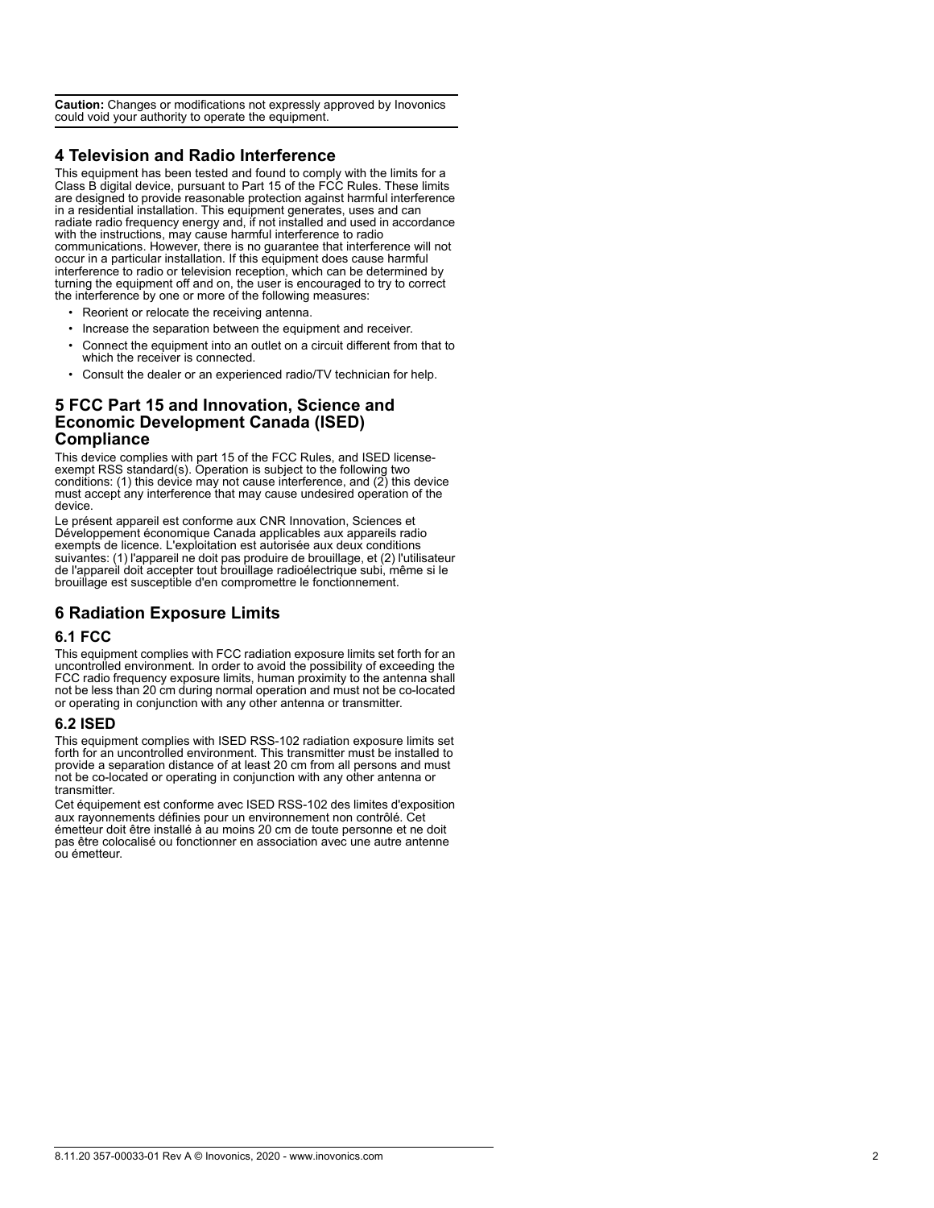**Caution:** Changes or modifications not expressly approved by Inovonics could void your authority to operate the equipment.

## 4 Television and Radio Interference

This equipment has been tested and found to comply with the limits for a Class B digital device, pursuant to Part 15 of the FCC Rules. These limits are designed to provide reasonable protection against harmful interference in a residential installation. This equipment generates, uses and can radiate radio frequency energy and, if not installed and used in accordance with the instructions, may cause harmful interference to radio communications. However, there is no guarantee that interference will not occur in a particular installation. If this equipment does cause harmful interference to radio or television reception, which can be determined by turning the equipment off and on, the user is encouraged to try to correct the interference by one or more of the following measures:

- Reorient or relocate the receiving antenna.
- Increase the separation between the equipment and receiver.
- Connect the equipment into an outlet on a circuit different from that to which the receiver is connected.
- Consult the dealer or an experienced radio/TV technician for help.

## 5 FCC Part 15 and Innovation, Science and Economic Development Canada (ISED) Compliance

This device complies with part 15 of the FCC Rules, and ISED license-exempt RSS standard(s). Operation is subject to the following two conditions: (1) this device may not cause interference, and (2) this device must accept any interference that may cause undesired operation of the device.

Le présent appareil est conforme aux CNR Innovation, Sciences et Développement économique Canada applicables aux appareils radio exempts de licence. L'exploitation est autorisée aux deux conditions suivantes: (1) l'appareil ne doit pas produire de brouillage, et (2) l'utilisateur de l'appareil doit accepter tout brouillage radioélectrique subi, même si le brouillage est susceptible d'en compromettre le fonctionnement.

## 6 Radiation Exposure Limits

### 6.1 FCC

This equipment complies with FCC radiation exposure limits set forth for an uncontrolled environment. In order to avoid the possibility of exceeding the FCC radio frequency exposure limits, human proximity to the antenna shall not be less than 20 cm during normal operation and must not be co-located or operating in conjunction with any other antenna or transmitter.

### 6.2 ISED

This equipment complies with ISED RSS-102 radiation exposure limits set forth for an uncontrolled environment. This transmitter must be installed to provide a separation distance of at least 20 cm from all persons and must not be co-located or operating in conjunction with any other antenna or transmitter.

Cet équipement est conforme avec ISED RSS-102 des limites d'exposition aux rayonnements définies pour un environnement non contrôlé. Cet émetteur doit être installé à au moins 20 cm de toute personne et ne doit pas être colocalisé ou fonctionner en association avec une autre antenne ou émetteur.